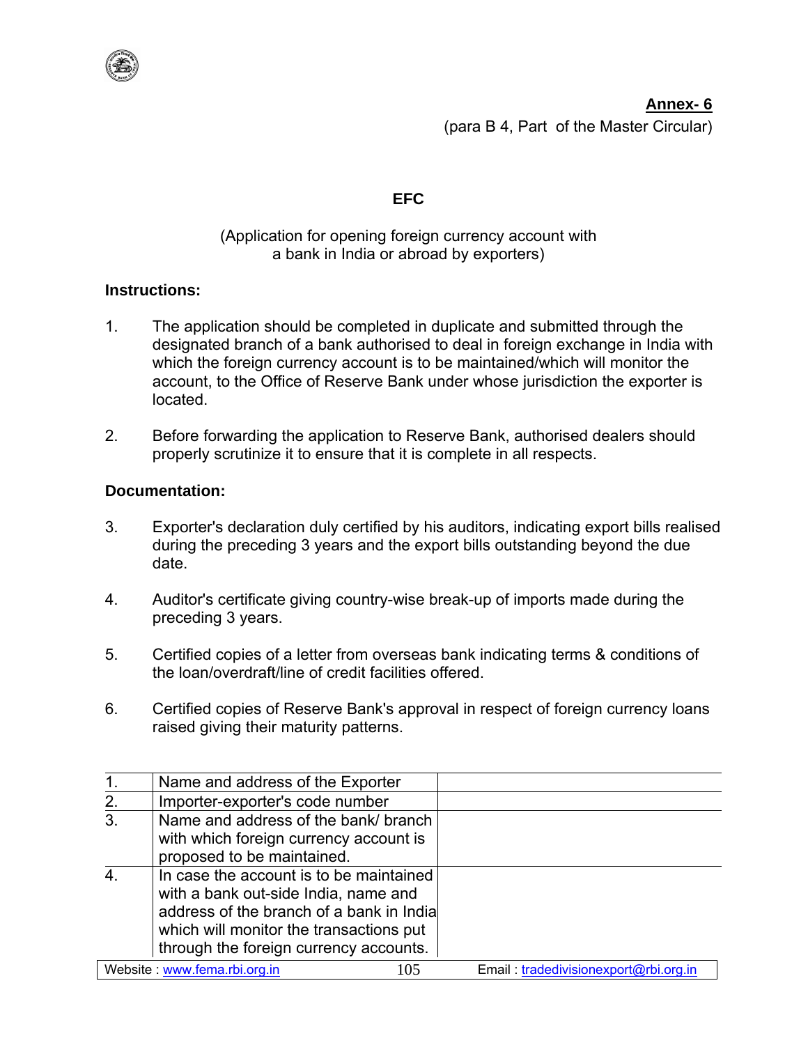**Annex- 6**

(para B 4, Part  of the Master Circular)

### EFC

(Application for opening foreign currency account with a bank in India or abroad by exporters)

**Instructions:**

1. The application should be completed in duplicate and submitted through the designated branch of a bank authorised to deal in foreign exchange in India with which the foreign currency account is to be maintained/which will monitor the account, to the Office of Reserve Bank under whose jurisdiction the exporter is located.

2. Before forwarding the application to Reserve Bank, authorised dealers should properly scrutinize it to ensure that it is complete in all respects.

**Documentation:**

3. Exporter's declaration duly certified by his auditors, indicating export bills realised during the preceding 3 years and the export bills outstanding beyond the due date.

4. Auditor's certificate giving country-wise break-up of imports made during the preceding 3 years.

5. Certified copies of a letter from overseas bank indicating terms & conditions of the loan/overdraft/line of credit facilities offered.

6. Certified copies of Reserve Bank's approval in respect of foreign currency loans raised giving their maturity patterns.

| | | |
|---|---|---|
| 1. | Name and address of the Exporter | |
| 2. | Importer-exporter's code number | |
| 3. | Name and address of the bank/ branch with which foreign currency account is proposed to be maintained. | |
| 4. | In case the account is to be maintained with a bank out-side India, name and address of the branch of a bank in India which will monitor the transactions put through the foreign currency accounts. | |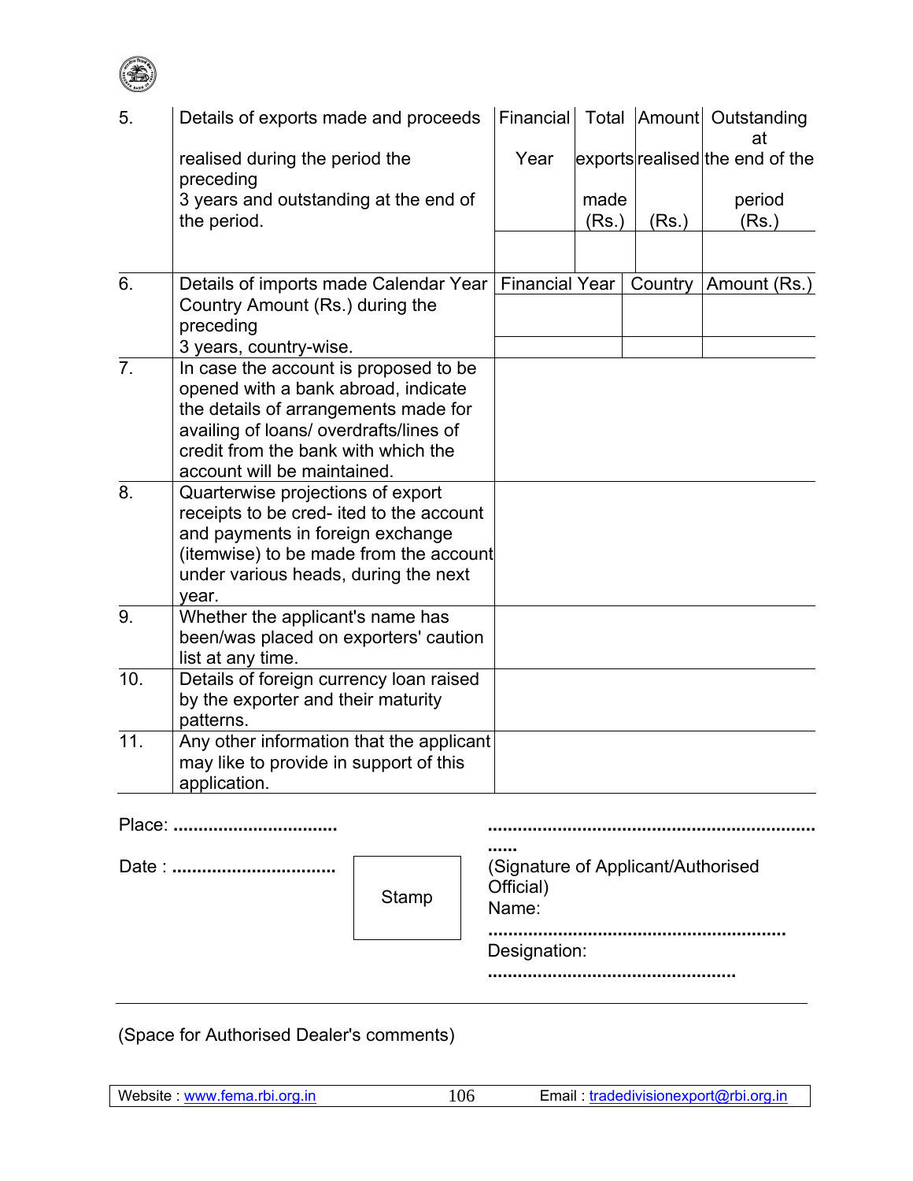| | | | | | |
|---|---|---|---|---|---|
| 5. | Details of exports made and proceeds realised during the period the preceding 3 years and outstanding at the end of the period. | Financial Year | Total exports made (Rs.) | Amount realised (Rs.) | Outstanding at the end of the period (Rs.) |
| | | | | | |
| 6. | Details of imports made Calendar Year Country Amount (Rs.) during the preceding 3 years, country-wise. | Financial Year | Country | Amount (Rs.) | |
| | | | | | |
| 7. | In case the account is proposed to be opened with a bank abroad, indicate the details of arrangements made for availing of loans/ overdrafts/lines of credit from the bank with which the account will be maintained. | | | | |
| 8. | Quarterwise projections of export receipts to be cred- ited to the account and payments in foreign exchange (itemwise) to be made from the account under various heads, during the next year. | | | | |
| 9. | Whether the applicant's name has been/was placed on exporters' caution list at any time. | | | | |
| 10. | Details of foreign currency loan raised by the exporter and their maturity patterns. | | | | |
| 11. | Any other information that the applicant may like to provide in support of this application. | | | | |

Place: ................................

Date : ................................

Stamp

.......................................................................

(Signature of Applicant/Authorised Official)

Name: ..........................................................

Designation: ...................................................

(Space for Authorised Dealer's comments)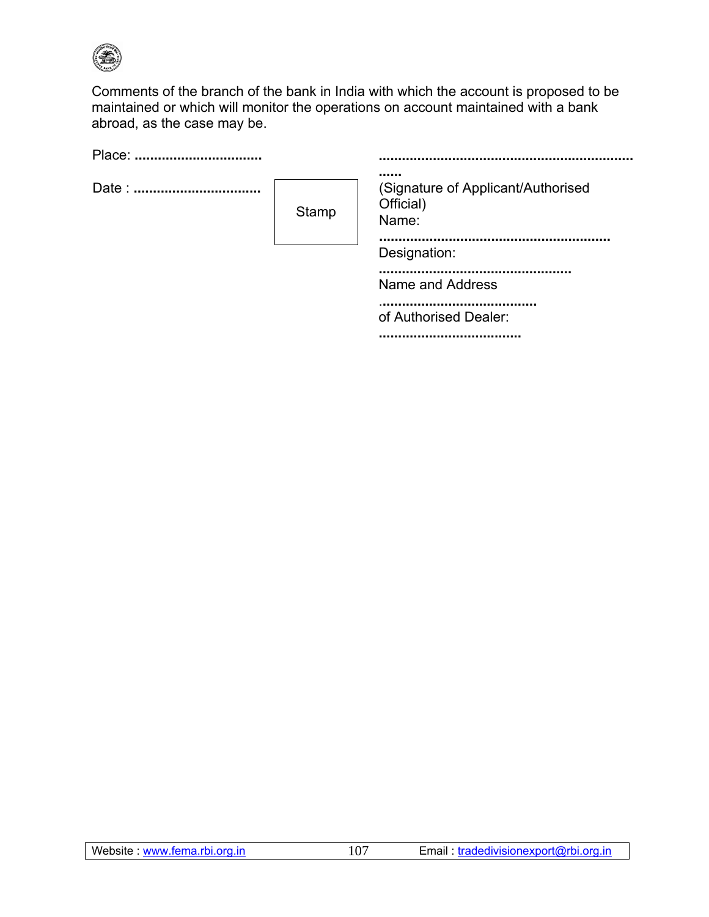Comments of the branch of the bank in India with which the account is proposed to be maintained or which will monitor the operations on account maintained with a bank abroad, as the case may be.

Place: ................................

Date : ................................

Stamp

........................................................................

(Signature of Applicant/Authorised Official)

Name: ..........................................................

Designation: ..................................................

Name and Address ........................................

of Authorised Dealer: ....................................